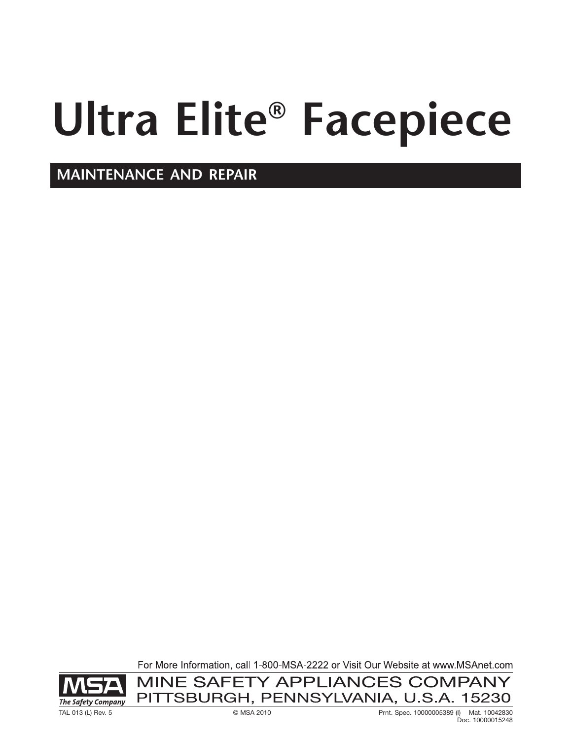# Ultra Elite® Facepiece

## MAINTENANCE AND REPAIR

For More Information, call 1-800-MSA-2222 or Visit Our Website at www.MSAnet.com

MSA The Safety Company

MINE SAFETY APPLIANCES COMPANY
PITTSBURGH, PENNSYLVANIA, U.S.A. 15230

TAL 013 (L) Rev. 5 © MSA 2010 Prnt. Spec. 10000005389 (I) Mat. 10042830
Doc. 10000015248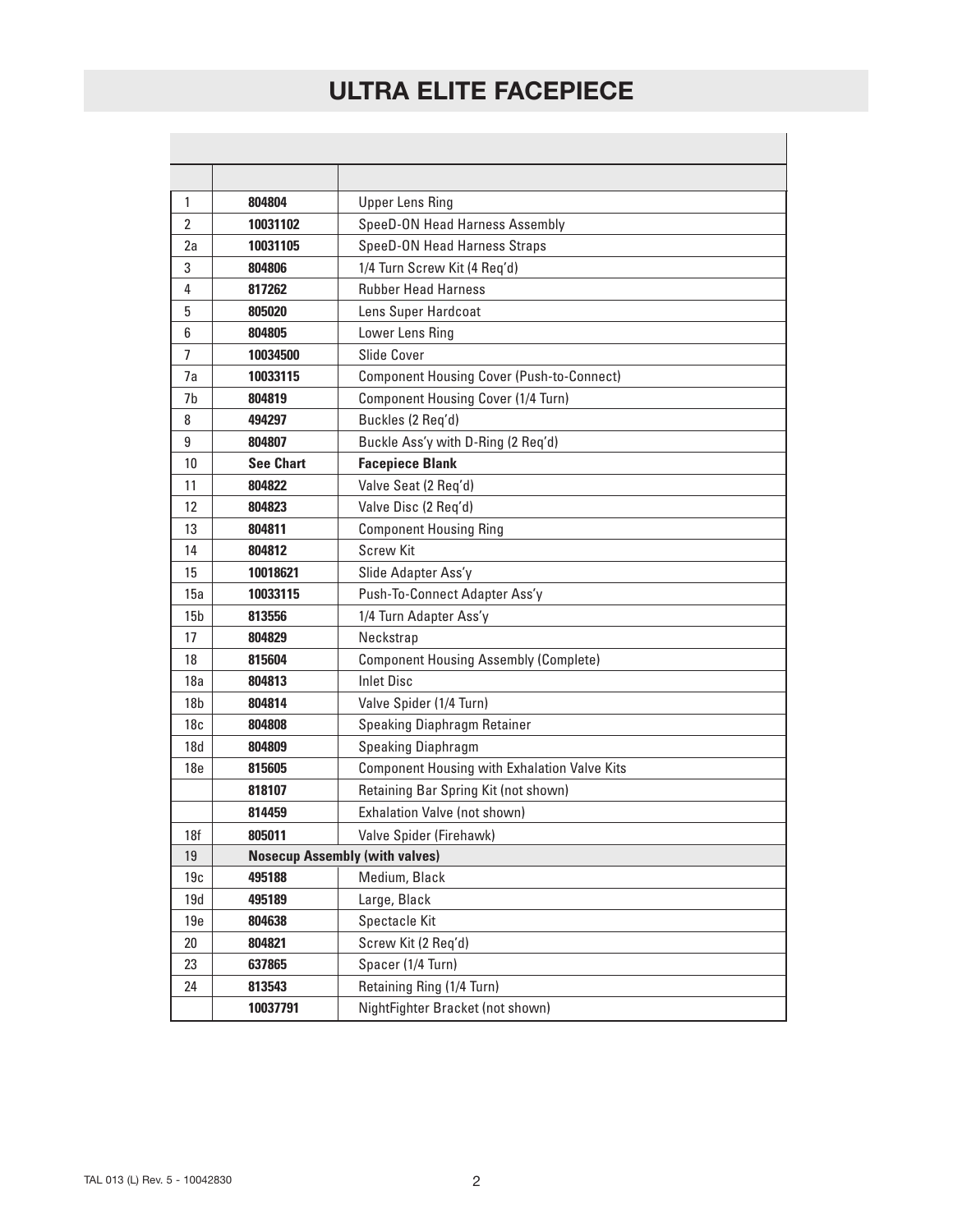# ULTRA ELITE FACEPIECE

| | | |
|---|---|---|
| 1 | **804804** | Upper Lens Ring |
| 2 | **10031102** | SpeeD-ON Head Harness Assembly |
| 2a | **10031105** | SpeeD-ON Head Harness Straps |
| 3 | **804806** | 1/4 Turn Screw Kit (4 Req'd) |
| 4 | **817262** | Rubber Head Harness |
| 5 | **805020** | Lens Super Hardcoat |
| 6 | **804805** | Lower Lens Ring |
| 7 | **10034500** | Slide Cover |
| 7a | **10033115** | Component Housing Cover (Push-to-Connect) |
| 7b | **804819** | Component Housing Cover (1/4 Turn) |
| 8 | **494297** | Buckles (2 Req'd) |
| 9 | **804807** | Buckle Ass'y with D-Ring (2 Req'd) |
| 10 | **See Chart** | **Facepiece Blank** |
| 11 | **804822** | Valve Seat (2 Req'd) |
| 12 | **804823** | Valve Disc (2 Req'd) |
| 13 | **804811** | Component Housing Ring |
| 14 | **804812** | Screw Kit |
| 15 | **10018621** | Slide Adapter Ass'y |
| 15a | **10033115** | Push-To-Connect Adapter Ass'y |
| 15b | **813556** | 1/4 Turn Adapter Ass'y |
| 17 | **804829** | Neckstrap |
| 18 | **815604** | Component Housing Assembly (Complete) |
| 18a | **804813** | Inlet Disc |
| 18b | **804814** | Valve Spider (1/4 Turn) |
| 18c | **804808** | Speaking Diaphragm Retainer |
| 18d | **804809** | Speaking Diaphragm |
| 18e | **815605** | Component Housing with Exhalation Valve Kits |
| | **818107** | Retaining Bar Spring Kit (not shown) |
| | **814459** | Exhalation Valve (not shown) |
| 18f | **805011** | Valve Spider (Firehawk) |
| 19 | **Nosecup Assembly (with valves)** | |
| 19c | **495188** | Medium, Black |
| 19d | **495189** | Large, Black |
| 19e | **804638** | Spectacle Kit |
| 20 | **804821** | Screw Kit (2 Req'd) |
| 23 | **637865** | Spacer (1/4 Turn) |
| 24 | **813543** | Retaining Ring (1/4 Turn) |
| | **10037791** | NightFighter Bracket (not shown) |

TAL 013 (L) Rev. 5 - 10042830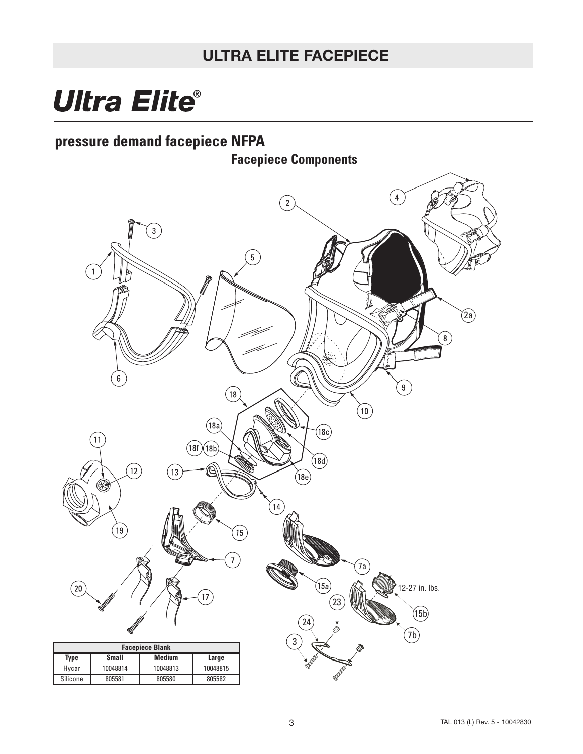# ULTRA ELITE FACEPIECE

## Ultra Elite®

### pressure demand facepiece NFPA

**Facepiece Components**

12-27 in. lbs.

| Facepiece Blank | | | |
|---|---|---|---|
| Type | Small | Medium | Large |
| Hycar | 10048814 | 10048813 | 10048815 |
| Silicone | 805581 | 805580 | 805582 |

TAL 013 (L) Rev. 5 - 10042830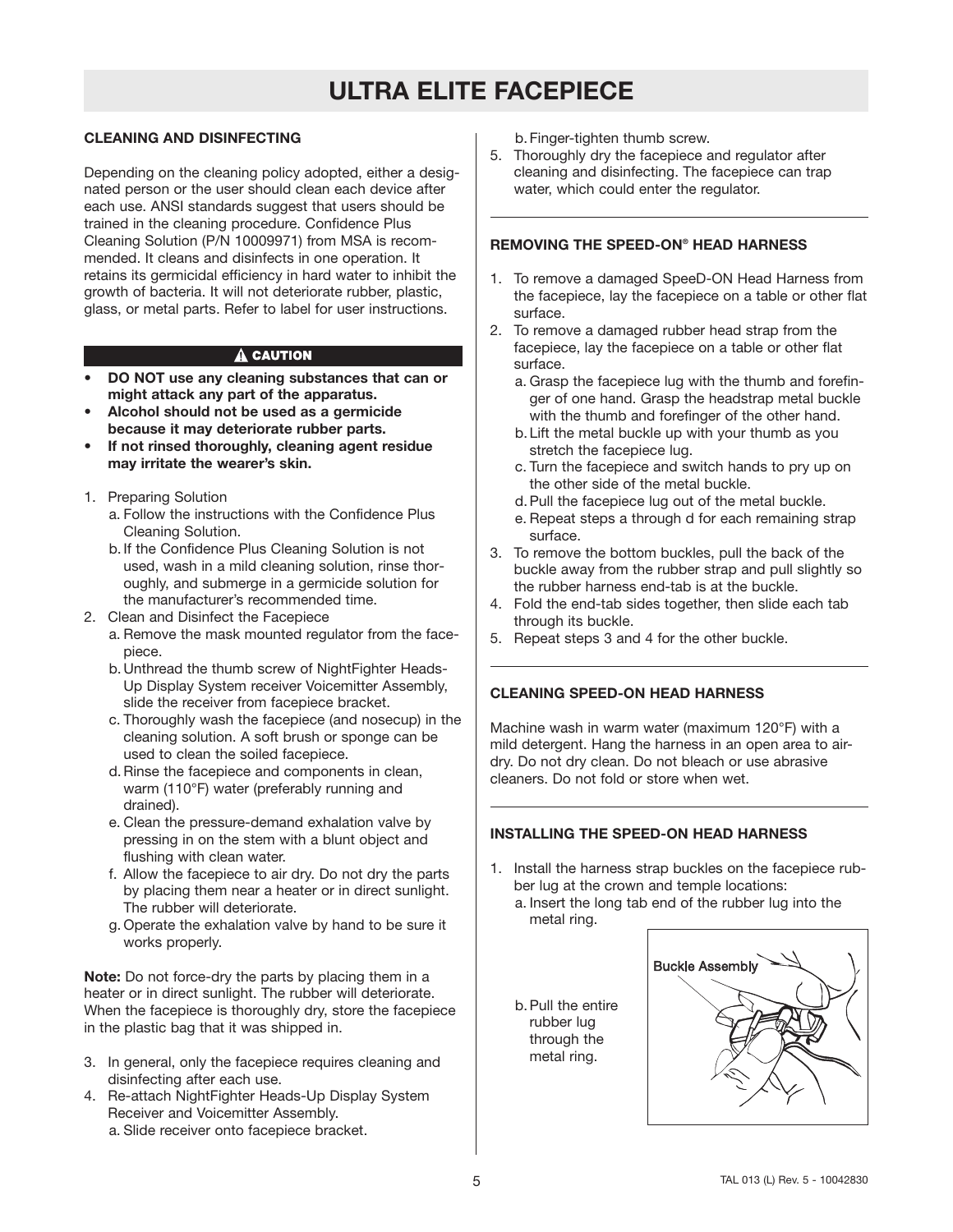# ULTRA ELITE FACEPIECE

### CLEANING AND DISINFECTING

Depending on the cleaning policy adopted, either a designated person or the user should clean each device after each use. ANSI standards suggest that users should be trained in the cleaning procedure. Confidence Plus Cleaning Solution (P/N 10009971) from MSA is recommended. It cleans and disinfects in one operation. It retains its germicidal efficiency in hard water to inhibit the growth of bacteria. It will not deteriorate rubber, plastic, glass, or metal parts. Refer to label for user instructions.

**⚠ CAUTION**

- **DO NOT use any cleaning substances that can or might attack any part of the apparatus.**
- **Alcohol should not be used as a germicide because it may deteriorate rubber parts.**
- **If not rinsed thoroughly, cleaning agent residue may irritate the wearer's skin.**

1. Preparing Solution
   a. Follow the instructions with the Confidence Plus Cleaning Solution.
   b. If the Confidence Plus Cleaning Solution is not used, wash in a mild cleaning solution, rinse thoroughly, and submerge in a germicide solution for the manufacturer's recommended time.
2. Clean and Disinfect the Facepiece
   a. Remove the mask mounted regulator from the facepiece.
   b. Unthread the thumb screw of NightFighter Heads-Up Display System receiver Voicemitter Assembly, slide the receiver from facepiece bracket.
   c. Thoroughly wash the facepiece (and nosecup) in the cleaning solution. A soft brush or sponge can be used to clean the soiled facepiece.
   d. Rinse the facepiece and components in clean, warm (110°F) water (preferably running and drained).
   e. Clean the pressure-demand exhalation valve by pressing in on the stem with a blunt object and flushing with clean water.
   f. Allow the facepiece to air dry. Do not dry the parts by placing them near a heater or in direct sunlight. The rubber will deteriorate.
   g. Operate the exhalation valve by hand to be sure it works properly.

**Note:** Do not force-dry the parts by placing them in a heater or in direct sunlight. The rubber will deteriorate. When the facepiece is thoroughly dry, store the facepiece in the plastic bag that it was shipped in.

3. In general, only the facepiece requires cleaning and disinfecting after each use.
4. Re-attach NightFighter Heads-Up Display System Receiver and Voicemitter Assembly.
   a. Slide receiver onto facepiece bracket.
   b. Finger-tighten thumb screw.
5. Thoroughly dry the facepiece and regulator after cleaning and disinfecting. The facepiece can trap water, which could enter the regulator.

### REMOVING THE SPEED-ON® HEAD HARNESS

1. To remove a damaged SpeeD-ON Head Harness from the facepiece, lay the facepiece on a table or other flat surface.
2. To remove a damaged rubber head strap from the facepiece, lay the facepiece on a table or other flat surface.
   a. Grasp the facepiece lug with the thumb and forefinger of one hand. Grasp the headstrap metal buckle with the thumb and forefinger of the other hand.
   b. Lift the metal buckle up with your thumb as you stretch the facepiece lug.
   c. Turn the facepiece and switch hands to pry up on the other side of the metal buckle.
   d. Pull the facepiece lug out of the metal buckle.
   e. Repeat steps a through d for each remaining strap surface.
3. To remove the bottom buckles, pull the back of the buckle away from the rubber strap and pull slightly so the rubber harness end-tab is at the buckle.
4. Fold the end-tab sides together, then slide each tab through its buckle.
5. Repeat steps 3 and 4 for the other buckle.

### CLEANING SPEED-ON HEAD HARNESS

Machine wash in warm water (maximum 120°F) with a mild detergent. Hang the harness in an open area to air-dry. Do not dry clean. Do not bleach or use abrasive cleaners. Do not fold or store when wet.

### INSTALLING THE SPEED-ON HEAD HARNESS

1. Install the harness strap buckles on the facepiece rubber lug at the crown and temple locations:
   a. Insert the long tab end of the rubber lug into the metal ring.
   b. Pull the entire rubber lug through the metal ring.

Buckle Assembly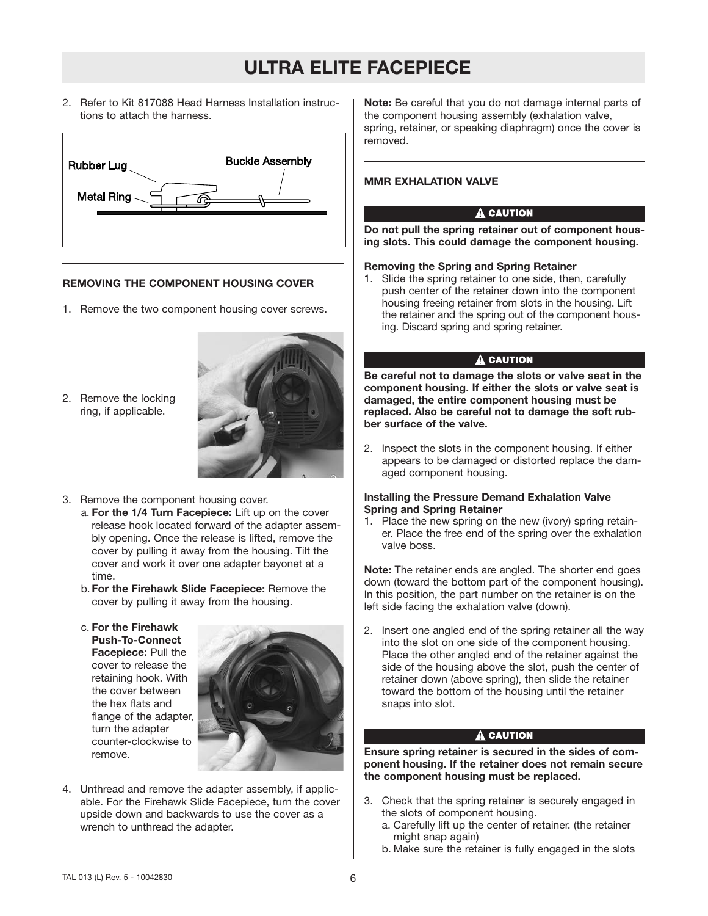# ULTRA ELITE FACEPIECE

2. Refer to Kit 817088 Head Harness Installation instructions to attach the harness.

Rubber Lug
Buckle Assembly
Metal Ring

### REMOVING THE COMPONENT HOUSING COVER

1. Remove the two component housing cover screws.

2. Remove the locking ring, if applicable.

3. Remove the component housing cover.
   a. **For the 1/4 Turn Facepiece:** Lift up on the cover release hook located forward of the adapter assembly opening. Once the release is lifted, remove the cover by pulling it away from the housing. Tilt the cover and work it over one adapter bayonet at a time.
   b. **For the Firehawk Slide Facepiece:** Remove the cover by pulling it away from the housing.
   c. **For the Firehawk Push-To-Connect Facepiece:** Pull the cover to release the retaining hook. With the cover between the hex flats and flange of the adapter, turn the adapter counter-clockwise to remove.

4. Unthread and remove the adapter assembly, if applicable. For the Firehawk Slide Facepiece, turn the cover upside down and backwards to use the cover as a wrench to unthread the adapter.

**Note:** Be careful that you do not damage internal parts of the component housing assembly (exhalation valve, spring, retainer, or speaking diaphragm) once the cover is removed.

### MMR EXHALATION VALVE

**⚠ CAUTION**

**Do not pull the spring retainer out of component housing slots. This could damage the component housing.**

**Removing the Spring and Spring Retainer**

1. Slide the spring retainer to one side, then, carefully push center of the retainer down into the component housing freeing retainer from slots in the housing. Lift the retainer and the spring out of the component housing. Discard spring and spring retainer.

**⚠ CAUTION**

**Be careful not to damage the slots or valve seat in the component housing. If either the slots or valve seat is damaged, the entire component housing must be replaced. Also be careful not to damage the soft rubber surface of the valve.**

2. Inspect the slots in the component housing. If either appears to be damaged or distorted replace the damaged component housing.

**Installing the Pressure Demand Exhalation Valve Spring and Spring Retainer**

1. Place the new spring on the new (ivory) spring retainer. Place the free end of the spring over the exhalation valve boss.

**Note:** The retainer ends are angled. The shorter end goes down (toward the bottom part of the component housing). In this position, the part number on the retainer is on the left side facing the exhalation valve (down).

2. Insert one angled end of the spring retainer all the way into the slot on one side of the component housing. Place the other angled end of the retainer against the side of the housing above the slot, push the center of retainer down (above spring), then slide the retainer toward the bottom of the housing until the retainer snaps into slot.

**⚠ CAUTION**

**Ensure spring retainer is secured in the sides of component housing. If the retainer does not remain secure the component housing must be replaced.**

3. Check that the spring retainer is securely engaged in the slots of component housing.
   a. Carefully lift up the center of retainer. (the retainer might snap again)
   b. Make sure the retainer is fully engaged in the slots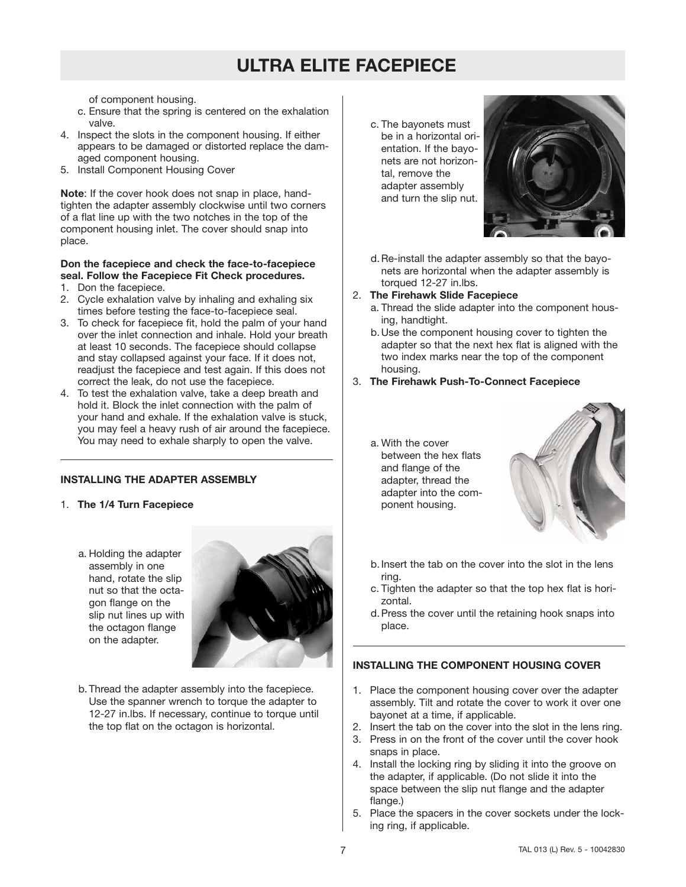# ULTRA ELITE FACEPIECE

of component housing.

c. Ensure that the spring is centered on the exhalation valve.

4. Inspect the slots in the component housing. If either appears to be damaged or distorted replace the damaged component housing.
5. Install Component Housing Cover

**Note**: If the cover hook does not snap in place, hand-tighten the adapter assembly clockwise until two corners of a flat line up with the two notches in the top of the component housing inlet. The cover should snap into place.

**Don the facepiece and check the face-to-facepiece seal. Follow the Facepiece Fit Check procedures.**

1. Don the facepiece.
2. Cycle exhalation valve by inhaling and exhaling six times before testing the face-to-facepiece seal.
3. To check for facepiece fit, hold the palm of your hand over the inlet connection and inhale. Hold your breath at least 10 seconds. The facepiece should collapse and stay collapsed against your face. If it does not, readjust the facepiece and test again. If this does not correct the leak, do not use the facepiece.
4. To test the exhalation valve, take a deep breath and hold it. Block the inlet connection with the palm of your hand and exhale. If the exhalation valve is stuck, you may feel a heavy rush of air around the facepiece. You may need to exhale sharply to open the valve.

---

### INSTALLING THE ADAPTER ASSEMBLY

1. **The 1/4 Turn Facepiece**

   a. Holding the adapter assembly in one hand, rotate the slip nut so that the octagon flange on the slip nut lines up with the octagon flange on the adapter.

   b. Thread the adapter assembly into the facepiece. Use the spanner wrench to torque the adapter to 12-27 in.lbs. If necessary, continue to torque until the top flat on the octagon is horizontal.

   c. The bayonets must be in a horizontal orientation. If the bayonets are not horizontal, remove the adapter assembly and turn the slip nut.

   d. Re-install the adapter assembly so that the bayonets are horizontal when the adapter assembly is torqued 12-27 in.lbs.

2. **The Firehawk Slide Facepiece**

   a. Thread the slide adapter into the component housing, handtight.

   b. Use the component housing cover to tighten the adapter so that the next hex flat is aligned with the two index marks near the top of the component housing.

3. **The Firehawk Push-To-Connect Facepiece**

   a. With the cover between the hex flats and flange of the adapter, thread the adapter into the component housing.

   b. Insert the tab on the cover into the slot in the lens ring.

   c. Tighten the adapter so that the top hex flat is horizontal.

   d. Press the cover until the retaining hook snaps into place.

---

### INSTALLING THE COMPONENT HOUSING COVER

1. Place the component housing cover over the adapter assembly. Tilt and rotate the cover to work it over one bayonet at a time, if applicable.
2. Insert the tab on the cover into the slot in the lens ring.
3. Press in on the front of the cover until the cover hook snaps in place.
4. Install the locking ring by sliding it into the groove on the adapter, if applicable. (Do not slide it into the space between the slip nut flange and the adapter flange.)
5. Place the spacers in the cover sockets under the locking ring, if applicable.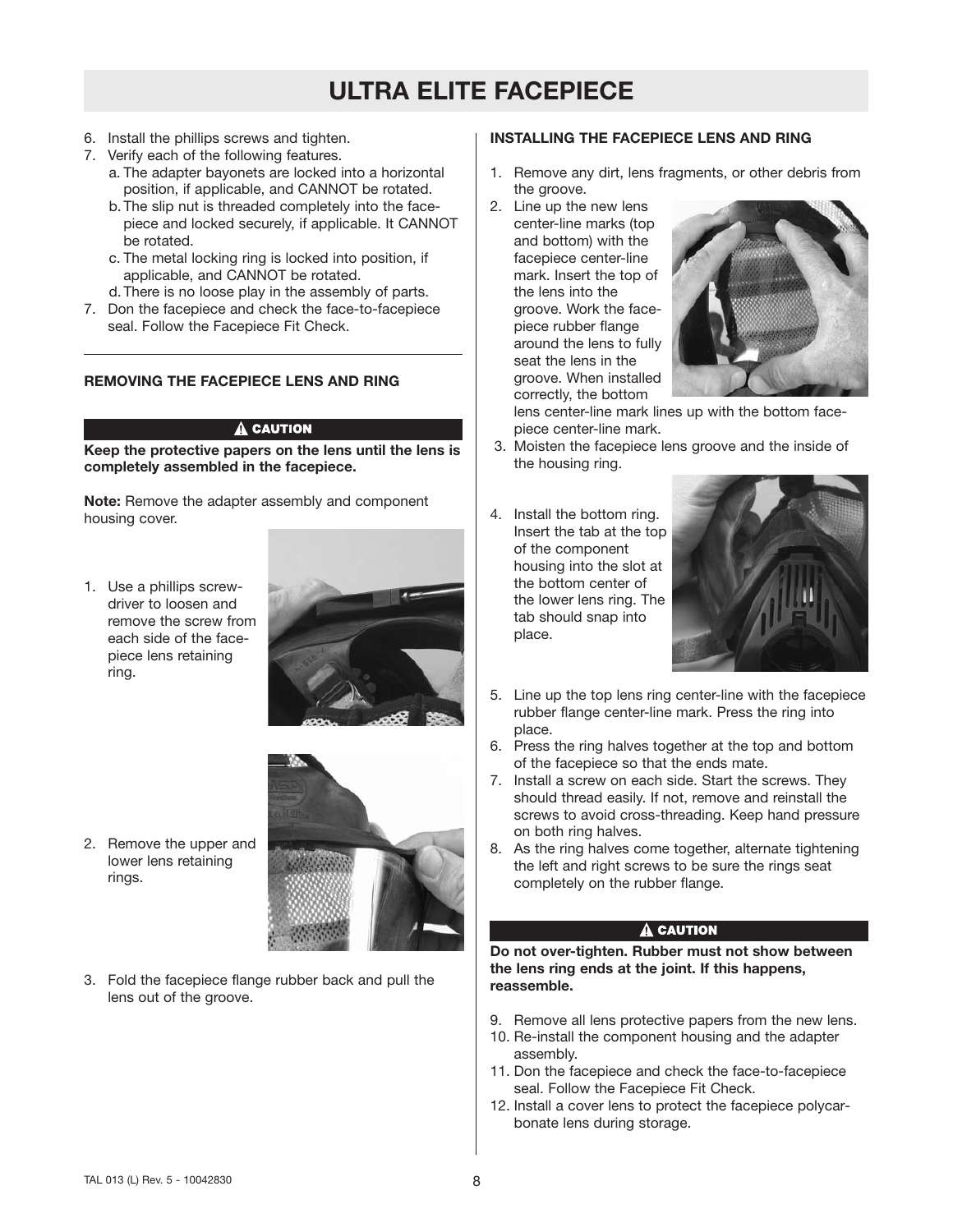# ULTRA ELITE FACEPIECE

6. Install the phillips screws and tighten.
7. Verify each of the following features.
   a. The adapter bayonets are locked into a horizontal position, if applicable, and CANNOT be rotated.
   b. The slip nut is threaded completely into the facepiece and locked securely, if applicable. It CANNOT be rotated.
   c. The metal locking ring is locked into position, if applicable, and CANNOT be rotated.
   d. There is no loose play in the assembly of parts.
7. Don the facepiece and check the face-to-facepiece seal. Follow the Facepiece Fit Check.

---

### REMOVING THE FACEPIECE LENS AND RING

**⚠ CAUTION**

**Keep the protective papers on the lens until the lens is completely assembled in the facepiece.**

**Note:** Remove the adapter assembly and component housing cover.

1. Use a phillips screwdriver to loosen and remove the screw from each side of the facepiece lens retaining ring.
2. Remove the upper and lower lens retaining rings.
3. Fold the facepiece flange rubber back and pull the lens out of the groove.

### INSTALLING THE FACEPIECE LENS AND RING

1. Remove any dirt, lens fragments, or other debris from the groove.
2. Line up the new lens center-line marks (top and bottom) with the facepiece center-line mark. Insert the top of the lens into the groove. Work the facepiece rubber flange around the lens to fully seat the lens in the groove. When installed correctly, the bottom lens center-line mark lines up with the bottom facepiece center-line mark.
3. Moisten the facepiece lens groove and the inside of the housing ring.
4. Install the bottom ring. Insert the tab at the top of the component housing into the slot at the bottom center of the lower lens ring. The tab should snap into place.
5. Line up the top lens ring center-line with the facepiece rubber flange center-line mark. Press the ring into place.
6. Press the ring halves together at the top and bottom of the facepiece so that the ends mate.
7. Install a screw on each side. Start the screws. They should thread easily. If not, remove and reinstall the screws to avoid cross-threading. Keep hand pressure on both ring halves.
8. As the ring halves come together, alternate tightening the left and right screws to be sure the rings seat completely on the rubber flange.

**⚠ CAUTION**

**Do not over-tighten. Rubber must not show between the lens ring ends at the joint. If this happens, reassemble.**

9. Remove all lens protective papers from the new lens.
10. Re-install the component housing and the adapter assembly.
11. Don the facepiece and check the face-to-facepiece seal. Follow the Facepiece Fit Check.
12. Install a cover lens to protect the facepiece polycarbonate lens during storage.

TAL 013 (L) Rev. 5 - 10042830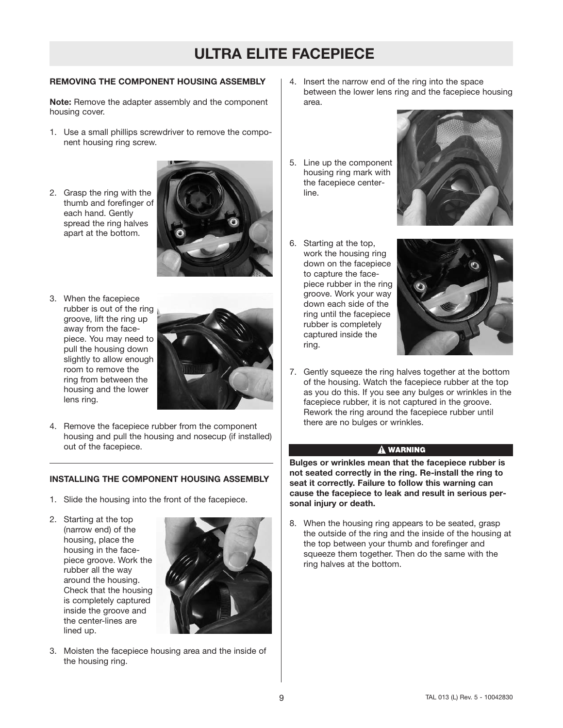# ULTRA ELITE FACEPIECE

**REMOVING THE COMPONENT HOUSING ASSEMBLY**

**Note:** Remove the adapter assembly and the component housing cover.

1. Use a small phillips screwdriver to remove the component housing ring screw.
2. Grasp the ring with the thumb and forefinger of each hand. Gently spread the ring halves apart at the bottom.
3. When the facepiece rubber is out of the ring groove, lift the ring up away from the facepiece. You may need to pull the housing down slightly to allow enough room to remove the ring from between the housing and the lower lens ring.
4. Remove the facepiece rubber from the component housing and pull the housing and nosecup (if installed) out of the facepiece.

**INSTALLING THE COMPONENT HOUSING ASSEMBLY**

1. Slide the housing into the front of the facepiece.
2. Starting at the top (narrow end) of the housing, place the housing in the facepiece groove. Work the rubber all the way around the housing. Check that the housing is completely captured inside the groove and the center-lines are lined up.
3. Moisten the facepiece housing area and the inside of the housing ring.
4. Insert the narrow end of the ring into the space between the lower lens ring and the facepiece housing area.
5. Line up the component housing ring mark with the facepiece centerline.
6. Starting at the top, work the housing ring down on the facepiece to capture the facepiece rubber in the ring groove. Work your way down each side of the ring until the facepiece rubber is completely captured inside the ring.
7. Gently squeeze the ring halves together at the bottom of the housing. Watch the facepiece rubber at the top as you do this. If you see any bulges or wrinkles in the facepiece rubber, it is not captured in the groove. Rework the ring around the facepiece rubber until there are no bulges or wrinkles.

**⚠ WARNING**

**Bulges or wrinkles mean that the facepiece rubber is not seated correctly in the ring. Re-install the ring to seat it correctly. Failure to follow this warning can cause the facepiece to leak and result in serious personal injury or death.**

8. When the housing ring appears to be seated, grasp the outside of the ring and the inside of the housing at the top between your thumb and forefinger and squeeze them together. Then do the same with the ring halves at the bottom.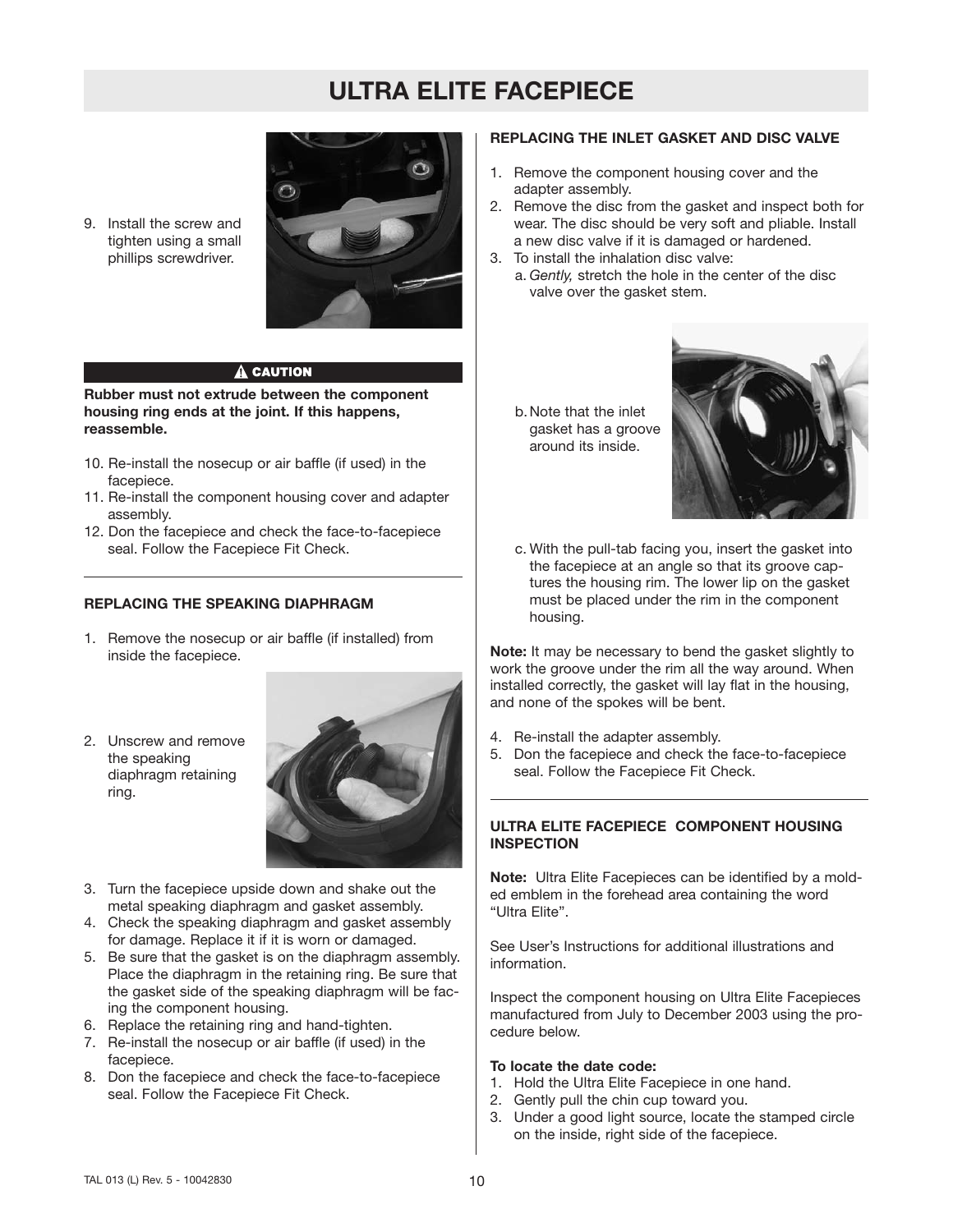# ULTRA ELITE FACEPIECE

9. Install the screw and tighten using a small phillips screwdriver.

**⚠ CAUTION**

**Rubber must not extrude between the component housing ring ends at the joint. If this happens, reassemble.**

10. Re-install the nosecup or air baffle (if used) in the facepiece.
11. Re-install the component housing cover and adapter assembly.
12. Don the facepiece and check the face-to-facepiece seal. Follow the Facepiece Fit Check.

---

**REPLACING THE SPEAKING DIAPHRAGM**

1. Remove the nosecup or air baffle (if installed) from inside the facepiece.
2. Unscrew and remove the speaking diaphragm retaining ring.
3. Turn the facepiece upside down and shake out the metal speaking diaphragm and gasket assembly.
4. Check the speaking diaphragm and gasket assembly for damage. Replace it if it is worn or damaged.
5. Be sure that the gasket is on the diaphragm assembly. Place the diaphragm in the retaining ring. Be sure that the gasket side of the speaking diaphragm will be facing the component housing.
6. Replace the retaining ring and hand-tighten.
7. Re-install the nosecup or air baffle (if used) in the facepiece.
8. Don the facepiece and check the face-to-facepiece seal. Follow the Facepiece Fit Check.

**REPLACING THE INLET GASKET AND DISC VALVE**

1. Remove the component housing cover and the adapter assembly.
2. Remove the disc from the gasket and inspect both for wear. The disc should be very soft and pliable. Install a new disc valve if it is damaged or hardened.
3. To install the inhalation disc valve:
   a. *Gently,* stretch the hole in the center of the disc valve over the gasket stem.
   b. Note that the inlet gasket has a groove around its inside.
   c. With the pull-tab facing you, insert the gasket into the facepiece at an angle so that its groove captures the housing rim. The lower lip on the gasket must be placed under the rim in the component housing.

**Note:** It may be necessary to bend the gasket slightly to work the groove under the rim all the way around. When installed correctly, the gasket will lay flat in the housing, and none of the spokes will be bent.

4. Re-install the adapter assembly.
5. Don the facepiece and check the face-to-facepiece seal. Follow the Facepiece Fit Check.

---

**ULTRA ELITE FACEPIECE COMPONENT HOUSING INSPECTION**

**Note:** Ultra Elite Facepieces can be identified by a molded emblem in the forehead area containing the word "Ultra Elite".

See User's Instructions for additional illustrations and information.

Inspect the component housing on Ultra Elite Facepieces manufactured from July to December 2003 using the procedure below.

**To locate the date code:**

1. Hold the Ultra Elite Facepiece in one hand.
2. Gently pull the chin cup toward you.
3. Under a good light source, locate the stamped circle on the inside, right side of the facepiece.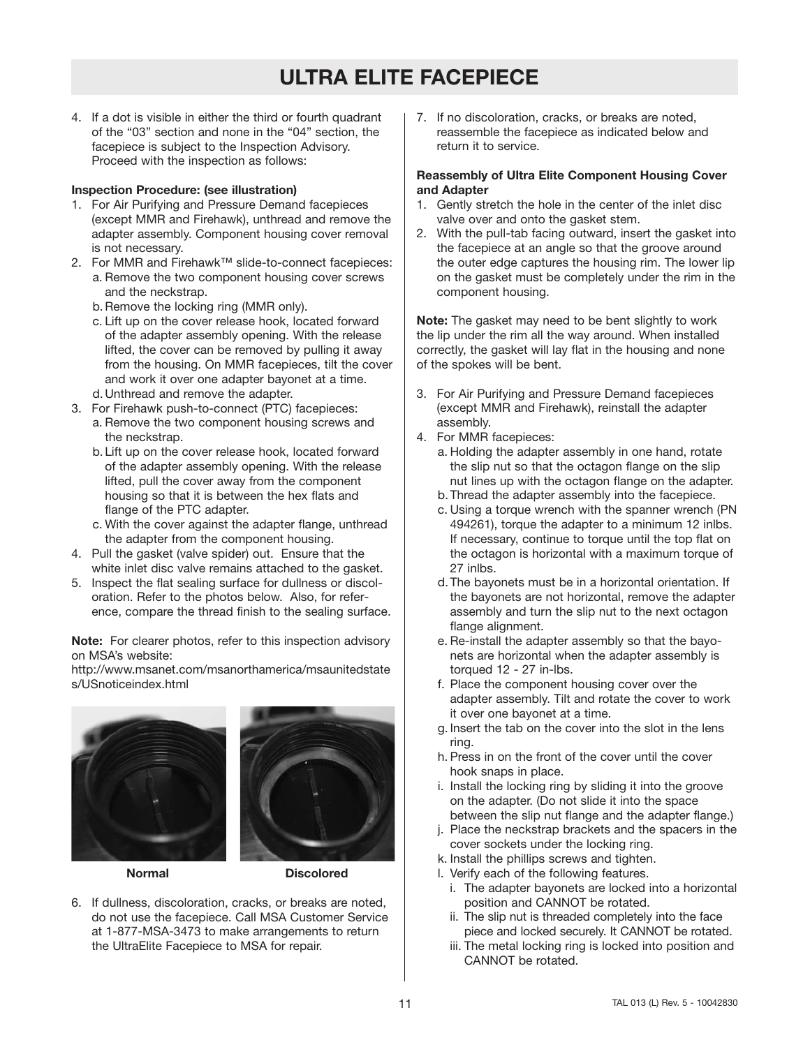# ULTRA ELITE FACEPIECE

4. If a dot is visible in either the third or fourth quadrant of the "03" section and none in the "04" section, the facepiece is subject to the Inspection Advisory. Proceed with the inspection as follows:

**Inspection Procedure: (see illustration)**

1. For Air Purifying and Pressure Demand facepieces (except MMR and Firehawk), unthread and remove the adapter assembly. Component housing cover removal is not necessary.
2. For MMR and Firehawk™ slide-to-connect facepieces:
   a. Remove the two component housing cover screws and the neckstrap.
   b. Remove the locking ring (MMR only).
   c. Lift up on the cover release hook, located forward of the adapter assembly opening. With the release lifted, the cover can be removed by pulling it away from the housing. On MMR facepieces, tilt the cover and work it over one adapter bayonet at a time.
   d. Unthread and remove the adapter.
3. For Firehawk push-to-connect (PTC) facepieces:
   a. Remove the two component housing screws and the neckstrap.
   b. Lift up on the cover release hook, located forward of the adapter assembly opening. With the release lifted, pull the cover away from the component housing so that it is between the hex flats and flange of the PTC adapter.
   c. With the cover against the adapter flange, unthread the adapter from the component housing.
4. Pull the gasket (valve spider) out. Ensure that the white inlet disc valve remains attached to the gasket.
5. Inspect the flat sealing surface for dullness or discoloration. Refer to the photos below. Also, for reference, compare the thread finish to the sealing surface.

**Note:** For clearer photos, refer to this inspection advisory on MSA's website:
http://www.msanet.com/msanorthamerica/msaunitedstates/USnoticeindex.html

**Normal** **Discolored**

6. If dullness, discoloration, cracks, or breaks are noted, do not use the facepiece. Call MSA Customer Service at 1-877-MSA-3473 to make arrangements to return the UltraElite Facepiece to MSA for repair.
7. If no discoloration, cracks, or breaks are noted, reassemble the facepiece as indicated below and return it to service.

**Reassembly of Ultra Elite Component Housing Cover and Adapter**

1. Gently stretch the hole in the center of the inlet disc valve over and onto the gasket stem.
2. With the pull-tab facing outward, insert the gasket into the facepiece at an angle so that the groove around the outer edge captures the housing rim. The lower lip on the gasket must be completely under the rim in the component housing.

**Note:** The gasket may need to be bent slightly to work the lip under the rim all the way around. When installed correctly, the gasket will lay flat in the housing and none of the spokes will be bent.

3. For Air Purifying and Pressure Demand facepieces (except MMR and Firehawk), reinstall the adapter assembly.
4. For MMR facepieces:
   a. Holding the adapter assembly in one hand, rotate the slip nut so that the octagon flange on the slip nut lines up with the octagon flange on the adapter.
   b. Thread the adapter assembly into the facepiece.
   c. Using a torque wrench with the spanner wrench (PN 494261), torque the adapter to a minimum 12 inlbs. If necessary, continue to torque until the top flat on the octagon is horizontal with a maximum torque of 27 inlbs.
   d. The bayonets must be in a horizontal orientation. If the bayonets are not horizontal, remove the adapter assembly and turn the slip nut to the next octagon flange alignment.
   e. Re-install the adapter assembly so that the bayonets are horizontal when the adapter assembly is torqued 12 - 27 in-lbs.
   f. Place the component housing cover over the adapter assembly. Tilt and rotate the cover to work it over one bayonet at a time.
   g. Insert the tab on the cover into the slot in the lens ring.
   h. Press in on the front of the cover until the cover hook snaps in place.
   i. Install the locking ring by sliding it into the groove on the adapter. (Do not slide it into the space between the slip nut flange and the adapter flange.)
   j. Place the neckstrap brackets and the spacers in the cover sockets under the locking ring.
   k. Install the phillips screws and tighten.
   l. Verify each of the following features.
      i. The adapter bayonets are locked into a horizontal position and CANNOT be rotated.
      ii. The slip nut is threaded completely into the face piece and locked securely. It CANNOT be rotated.
      iii. The metal locking ring is locked into position and CANNOT be rotated.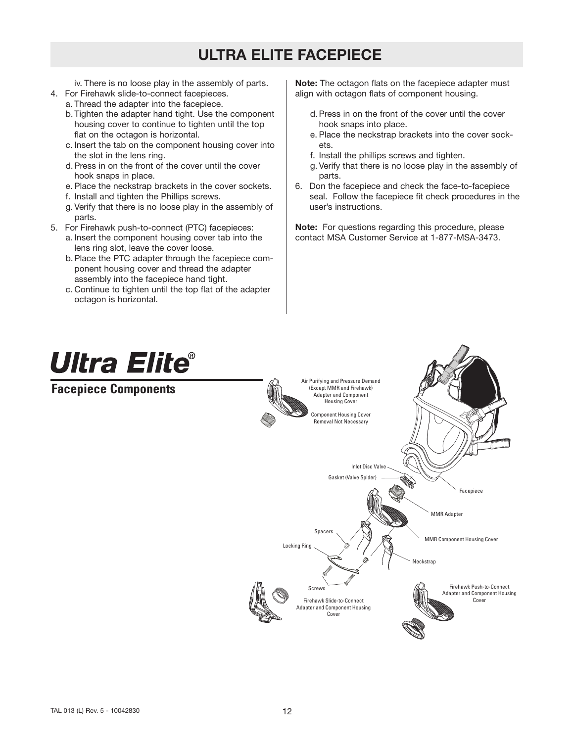# ULTRA ELITE FACEPIECE

iv. There is no loose play in the assembly of parts.

4. For Firehawk slide-to-connect facepieces.
   a. Thread the adapter into the facepiece.
   b. Tighten the adapter hand tight. Use the component housing cover to continue to tighten until the top flat on the octagon is horizontal.
   c. Insert the tab on the component housing cover into the slot in the lens ring.
   d. Press in on the front of the cover until the cover hook snaps in place.
   e. Place the neckstrap brackets in the cover sockets.
   f. Install and tighten the Phillips screws.
   g. Verify that there is no loose play in the assembly of parts.
5. For Firehawk push-to-connect (PTC) facepieces:
   a. Insert the component housing cover tab into the lens ring slot, leave the cover loose.
   b. Place the PTC adapter through the facepiece component housing cover and thread the adapter assembly into the facepiece hand tight.
   c. Continue to tighten until the top flat of the adapter octagon is horizontal.

**Note:** The octagon flats on the facepiece adapter must align with octagon flats of component housing.

   d. Press in on the front of the cover until the cover hook snaps into place.
   e. Place the neckstrap brackets into the cover sockets.
   f. Install the phillips screws and tighten.
   g. Verify that there is no loose play in the assembly of parts.
6. Don the facepiece and check the face-to-facepiece seal. Follow the facepiece fit check procedures in the user's instructions.

**Note:** For questions regarding this procedure, please contact MSA Customer Service at 1-877-MSA-3473.

## Ultra Elite®

### Facepiece Components

Air Purifying and Pressure Demand (Except MMR and Firehawk) Adapter and Component Housing Cover

Component Housing Cover Removal Not Necessary

Inlet Disc Valve

Gasket (Valve Spider)

Facepiece

MMR Adapter

Spacers

MMR Component Housing Cover

Locking Ring

Neckstrap

Screws

Firehawk Slide-to-Connect Adapter and Component Housing Cover

Firehawk Push-to-Connect Adapter and Component Housing Cover

TAL 013 (L) Rev. 5 - 10042830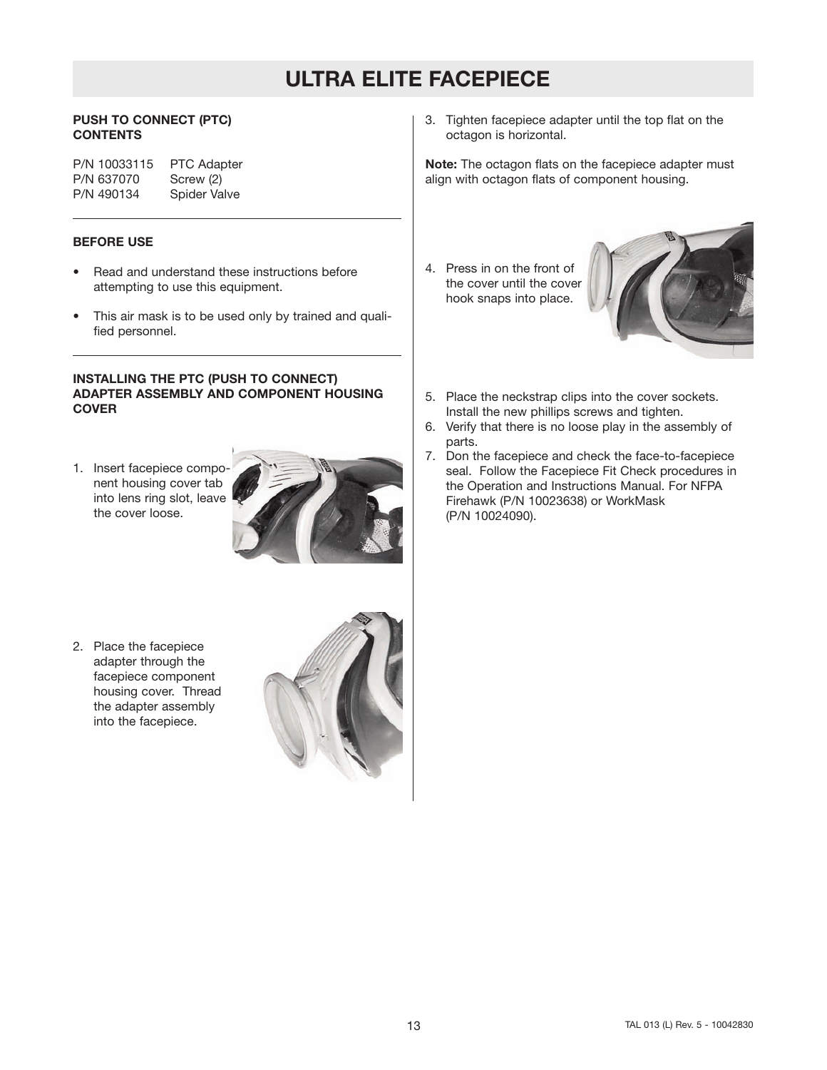# ULTRA ELITE FACEPIECE

**PUSH TO CONNECT (PTC) CONTENTS**

| P/N 10033115 | PTC Adapter |
|---|---|
| P/N 637070 | Screw (2) |
| P/N 490134 | Spider Valve |

**BEFORE USE**

- Read and understand these instructions before attempting to use this equipment.
- This air mask is to be used only by trained and qualified personnel.

**INSTALLING THE PTC (PUSH TO CONNECT) ADAPTER ASSEMBLY AND COMPONENT HOUSING COVER**

1. Insert facepiece component housing cover tab into lens ring slot, leave the cover loose.
2. Place the facepiece adapter through the facepiece component housing cover. Thread the adapter assembly into the facepiece.
3. Tighten facepiece adapter until the top flat on the octagon is horizontal.

**Note:** The octagon flats on the facepiece adapter must align with octagon flats of component housing.

4. Press in on the front of the cover until the cover hook snaps into place.
5. Place the neckstrap clips into the cover sockets. Install the new phillips screws and tighten.
6. Verify that there is no loose play in the assembly of parts.
7. Don the facepiece and check the face-to-facepiece seal. Follow the Facepiece Fit Check procedures in the Operation and Instructions Manual. For NFPA Firehawk (P/N 10023638) or WorkMask (P/N 10024090).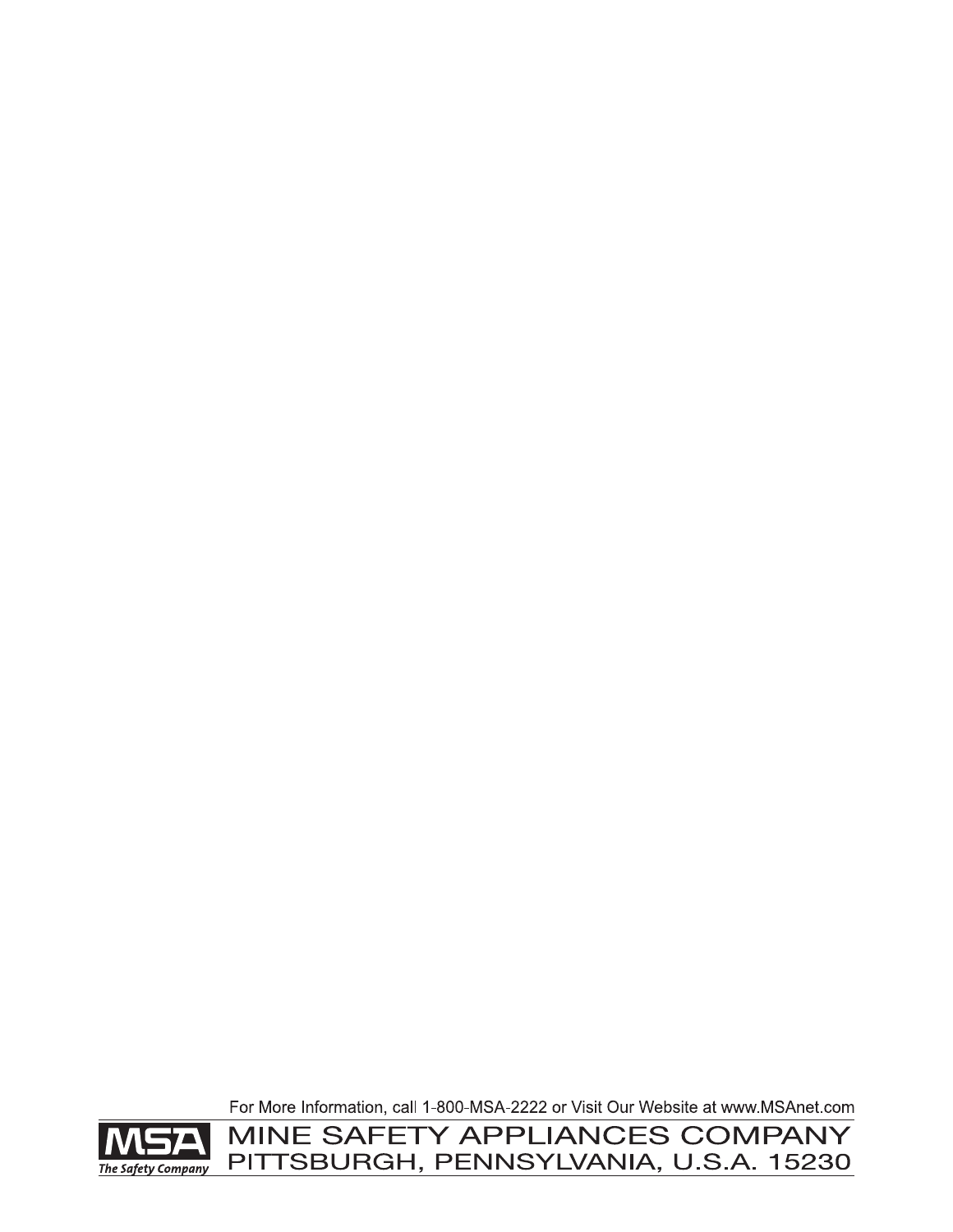For More Information, call 1-800-MSA-2222 or Visit Our Website at www.MSAnet.com

MSA
The Safety Company

MINE SAFETY APPLIANCES COMPANY
PITTSBURGH, PENNSYLVANIA, U.S.A. 15230